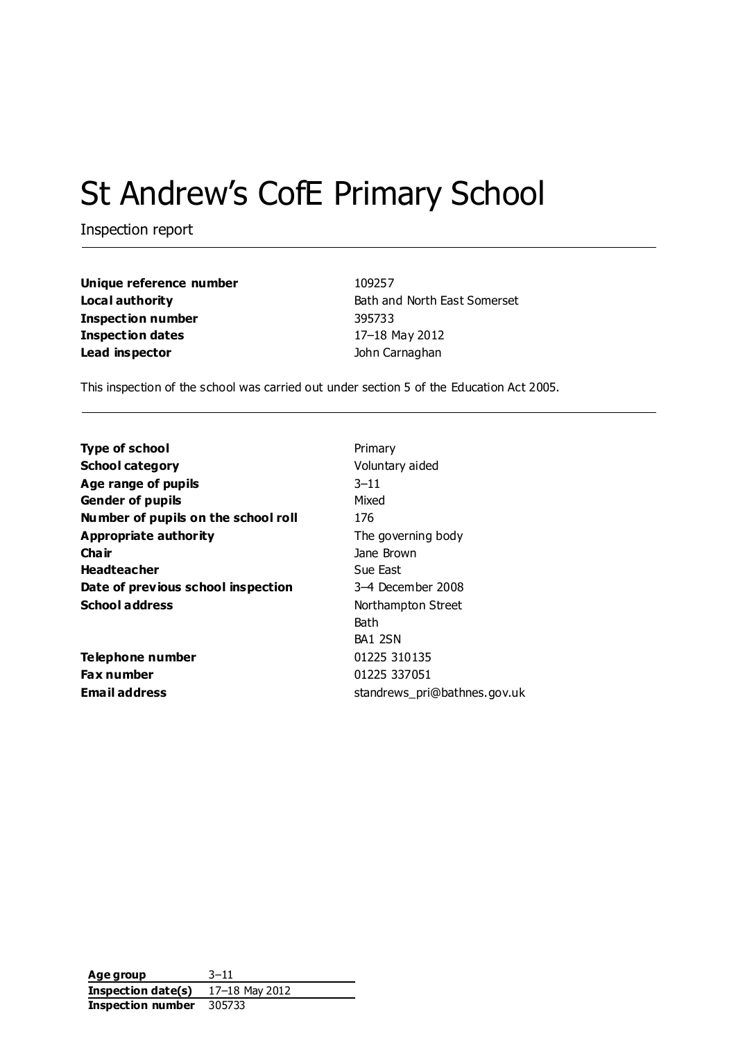# St Andrew's CofE Primary School

Inspection report

| | |
|---|---|
| **Unique reference number** | 109257 |
| **Local authority** | Bath and North East Somerset |
| **Inspection number** | 395733 |
| **Inspection dates** | 17–18 May 2012 |
| **Lead inspector** | John Carnaghan |

This inspection of the school was carried out under section 5 of the Education Act 2005.

| | |
|---|---|
| **Type of school** | Primary |
| **School category** | Voluntary aided |
| **Age range of pupils** | 3–11 |
| **Gender of pupils** | Mixed |
| **Number of pupils on the school roll** | 176 |
| **Appropriate authority** | The governing body |
| **Chair** | Jane Brown |
| **Headteacher** | Sue East |
| **Date of previous school inspection** | 3–4 December 2008 |
| **School address** | Northampton Street<br>Bath<br>BA1 2SN |
| **Telephone number** | 01225 310135 |
| **Fax number** | 01225 337051 |
| **Email address** | standrews_pri@bathnes.gov.uk |

| | |
|---|---|
| **Age group** | 3–11 |
| **Inspection date(s)** | 17–18 May 2012 |
| **Inspection number** | 305733 |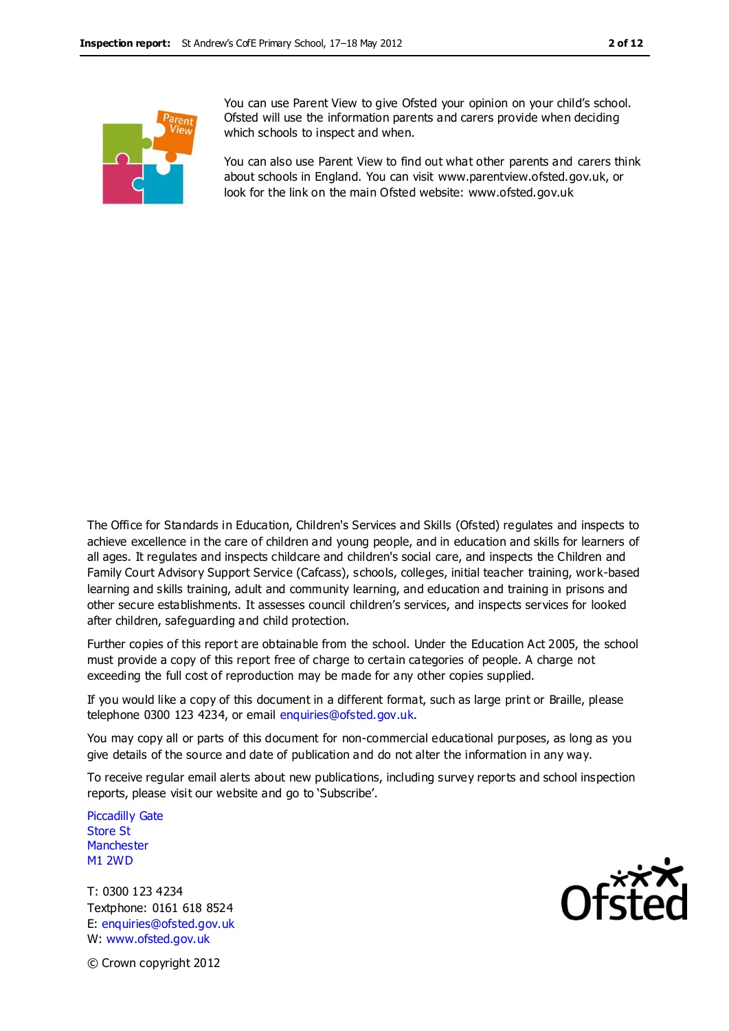You can use Parent View to give Ofsted your opinion on your child's school. Ofsted will use the information parents and carers provide when deciding which schools to inspect and when.

You can also use Parent View to find out what other parents and carers think about schools in England. You can visit www.parentview.ofsted.gov.uk, or look for the link on the main Ofsted website: www.ofsted.gov.uk

The Office for Standards in Education, Children's Services and Skills (Ofsted) regulates and inspects to achieve excellence in the care of children and young people, and in education and skills for learners of all ages. It regulates and inspects childcare and children's social care, and inspects the Children and Family Court Advisory Support Service (Cafcass), schools, colleges, initial teacher training, work-based learning and skills training, adult and community learning, and education and training in prisons and other secure establishments. It assesses council children's services, and inspects services for looked after children, safeguarding and child protection.

Further copies of this report are obtainable from the school. Under the Education Act 2005, the school must provide a copy of this report free of charge to certain categories of people. A charge not exceeding the full cost of reproduction may be made for any other copies supplied.

If you would like a copy of this document in a different format, such as large print or Braille, please telephone 0300 123 4234, or email enquiries@ofsted.gov.uk.

You may copy all or parts of this document for non-commercial educational purposes, as long as you give details of the source and date of publication and do not alter the information in any way.

To receive regular email alerts about new publications, including survey reports and school inspection reports, please visit our website and go to 'Subscribe'.

Piccadilly Gate
Store St
Manchester
M1 2WD

T: 0300 123 4234
Textphone: 0161 618 8524
E: enquiries@ofsted.gov.uk
W: www.ofsted.gov.uk

© Crown copyright 2012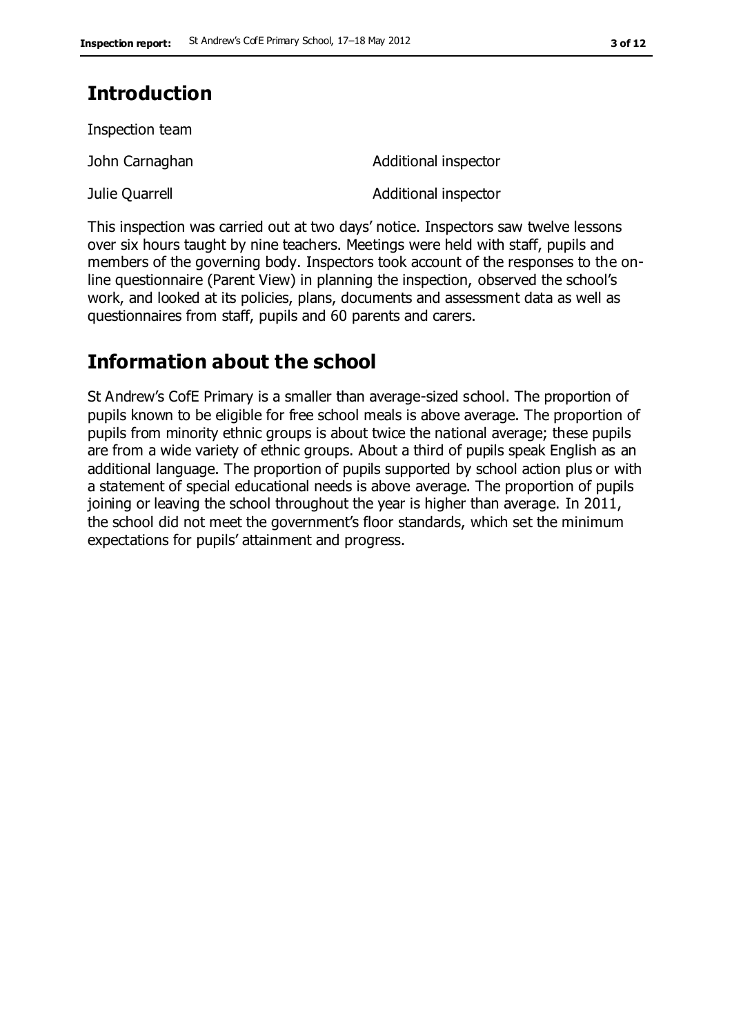## Introduction

Inspection team

| | |
|---|---|
| John Carnaghan | Additional inspector |
| Julie Quarrell | Additional inspector |

This inspection was carried out at two days' notice. Inspectors saw twelve lessons over six hours taught by nine teachers. Meetings were held with staff, pupils and members of the governing body. Inspectors took account of the responses to the on-line questionnaire (Parent View) in planning the inspection, observed the school's work, and looked at its policies, plans, documents and assessment data as well as questionnaires from staff, pupils and 60 parents and carers.

## Information about the school

St Andrew's CofE Primary is a smaller than average-sized school. The proportion of pupils known to be eligible for free school meals is above average. The proportion of pupils from minority ethnic groups is about twice the national average; these pupils are from a wide variety of ethnic groups. About a third of pupils speak English as an additional language. The proportion of pupils supported by school action plus or with a statement of special educational needs is above average. The proportion of pupils joining or leaving the school throughout the year is higher than average. In 2011, the school did not meet the government's floor standards, which set the minimum expectations for pupils' attainment and progress.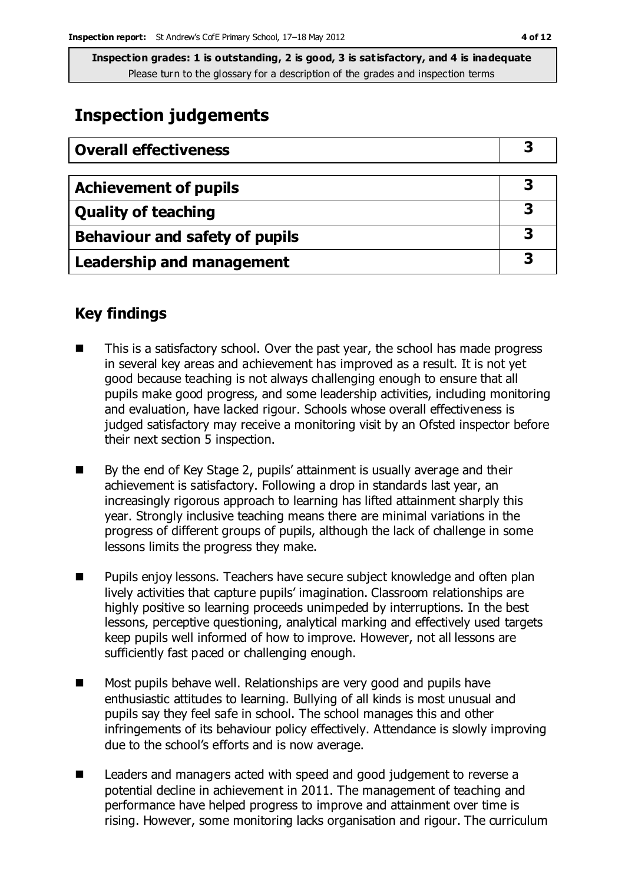**Inspection grades: 1 is outstanding, 2 is good, 3 is satisfactory, and 4 is inadequate**
Please turn to the glossary for a description of the grades and inspection terms

## Inspection judgements

| Overall effectiveness | 3 |
|---|---|

| Achievement of pupils | 3 |
|---|---|
| Quality of teaching | 3 |
| Behaviour and safety of pupils | 3 |
| Leadership and management | 3 |

## Key findings

- This is a satisfactory school. Over the past year, the school has made progress in several key areas and achievement has improved as a result. It is not yet good because teaching is not always challenging enough to ensure that all pupils make good progress, and some leadership activities, including monitoring and evaluation, have lacked rigour. Schools whose overall effectiveness is judged satisfactory may receive a monitoring visit by an Ofsted inspector before their next section 5 inspection.
- By the end of Key Stage 2, pupils' attainment is usually average and their achievement is satisfactory. Following a drop in standards last year, an increasingly rigorous approach to learning has lifted attainment sharply this year. Strongly inclusive teaching means there are minimal variations in the progress of different groups of pupils, although the lack of challenge in some lessons limits the progress they make.
- Pupils enjoy lessons. Teachers have secure subject knowledge and often plan lively activities that capture pupils' imagination. Classroom relationships are highly positive so learning proceeds unimpeded by interruptions. In the best lessons, perceptive questioning, analytical marking and effectively used targets keep pupils well informed of how to improve. However, not all lessons are sufficiently fast paced or challenging enough.
- Most pupils behave well. Relationships are very good and pupils have enthusiastic attitudes to learning. Bullying of all kinds is most unusual and pupils say they feel safe in school. The school manages this and other infringements of its behaviour policy effectively. Attendance is slowly improving due to the school's efforts and is now average.
- Leaders and managers acted with speed and good judgement to reverse a potential decline in achievement in 2011. The management of teaching and performance have helped progress to improve and attainment over time is rising. However, some monitoring lacks organisation and rigour. The curriculum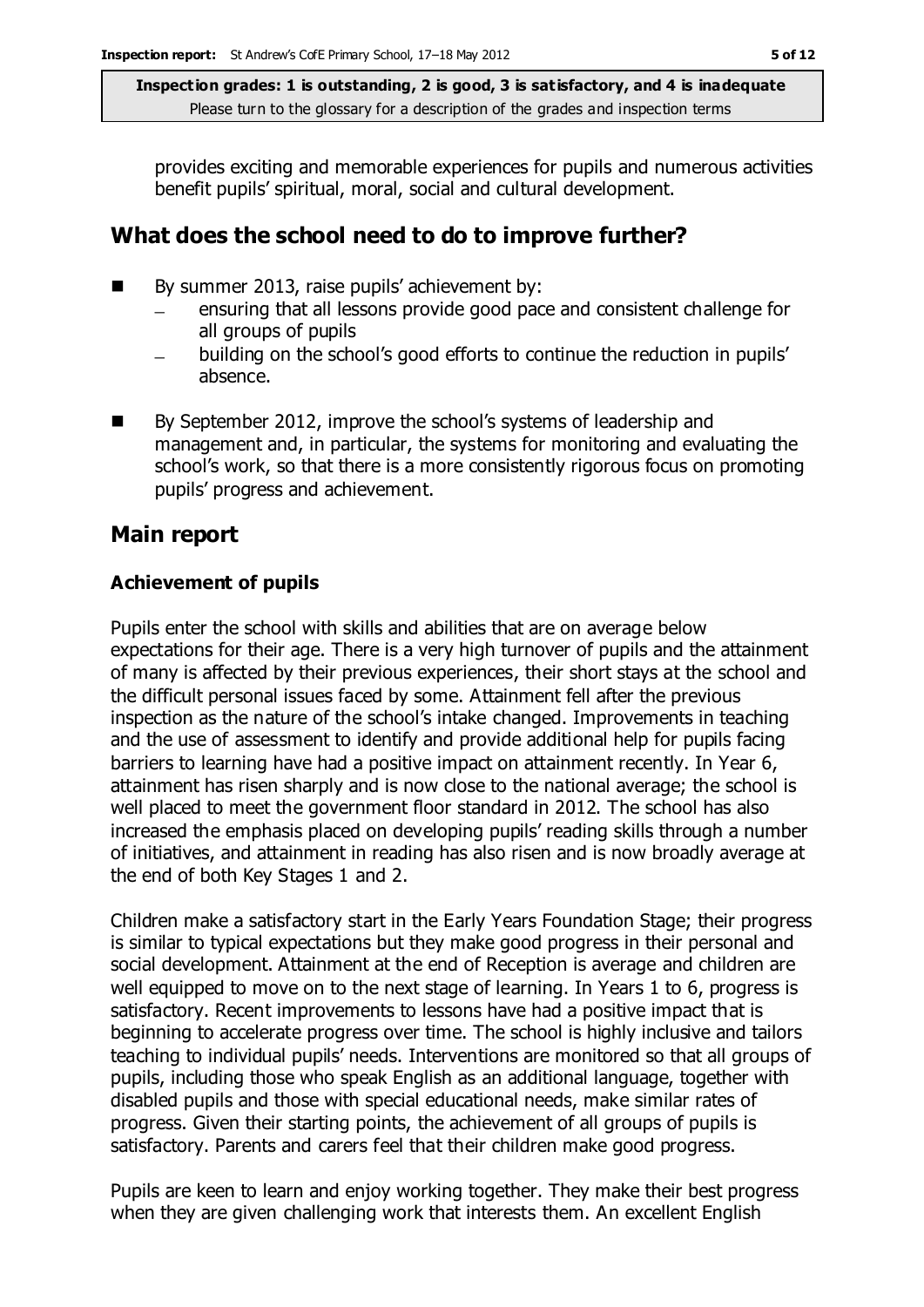provides exciting and memorable experiences for pupils and numerous activities benefit pupils' spiritual, moral, social and cultural development.

## What does the school need to do to improve further?

- By summer 2013, raise pupils' achievement by:
  - ensuring that all lessons provide good pace and consistent challenge for all groups of pupils
  - building on the school's good efforts to continue the reduction in pupils' absence.
- By September 2012, improve the school's systems of leadership and management and, in particular, the systems for monitoring and evaluating the school's work, so that there is a more consistently rigorous focus on promoting pupils' progress and achievement.

## Main report

### Achievement of pupils

Pupils enter the school with skills and abilities that are on average below expectations for their age. There is a very high turnover of pupils and the attainment of many is affected by their previous experiences, their short stays at the school and the difficult personal issues faced by some. Attainment fell after the previous inspection as the nature of the school's intake changed. Improvements in teaching and the use of assessment to identify and provide additional help for pupils facing barriers to learning have had a positive impact on attainment recently. In Year 6, attainment has risen sharply and is now close to the national average; the school is well placed to meet the government floor standard in 2012. The school has also increased the emphasis placed on developing pupils' reading skills through a number of initiatives, and attainment in reading has also risen and is now broadly average at the end of both Key Stages 1 and 2.

Children make a satisfactory start in the Early Years Foundation Stage; their progress is similar to typical expectations but they make good progress in their personal and social development. Attainment at the end of Reception is average and children are well equipped to move on to the next stage of learning. In Years 1 to 6, progress is satisfactory. Recent improvements to lessons have had a positive impact that is beginning to accelerate progress over time. The school is highly inclusive and tailors teaching to individual pupils' needs. Interventions are monitored so that all groups of pupils, including those who speak English as an additional language, together with disabled pupils and those with special educational needs, make similar rates of progress. Given their starting points, the achievement of all groups of pupils is satisfactory. Parents and carers feel that their children make good progress.

Pupils are keen to learn and enjoy working together. They make their best progress when they are given challenging work that interests them. An excellent English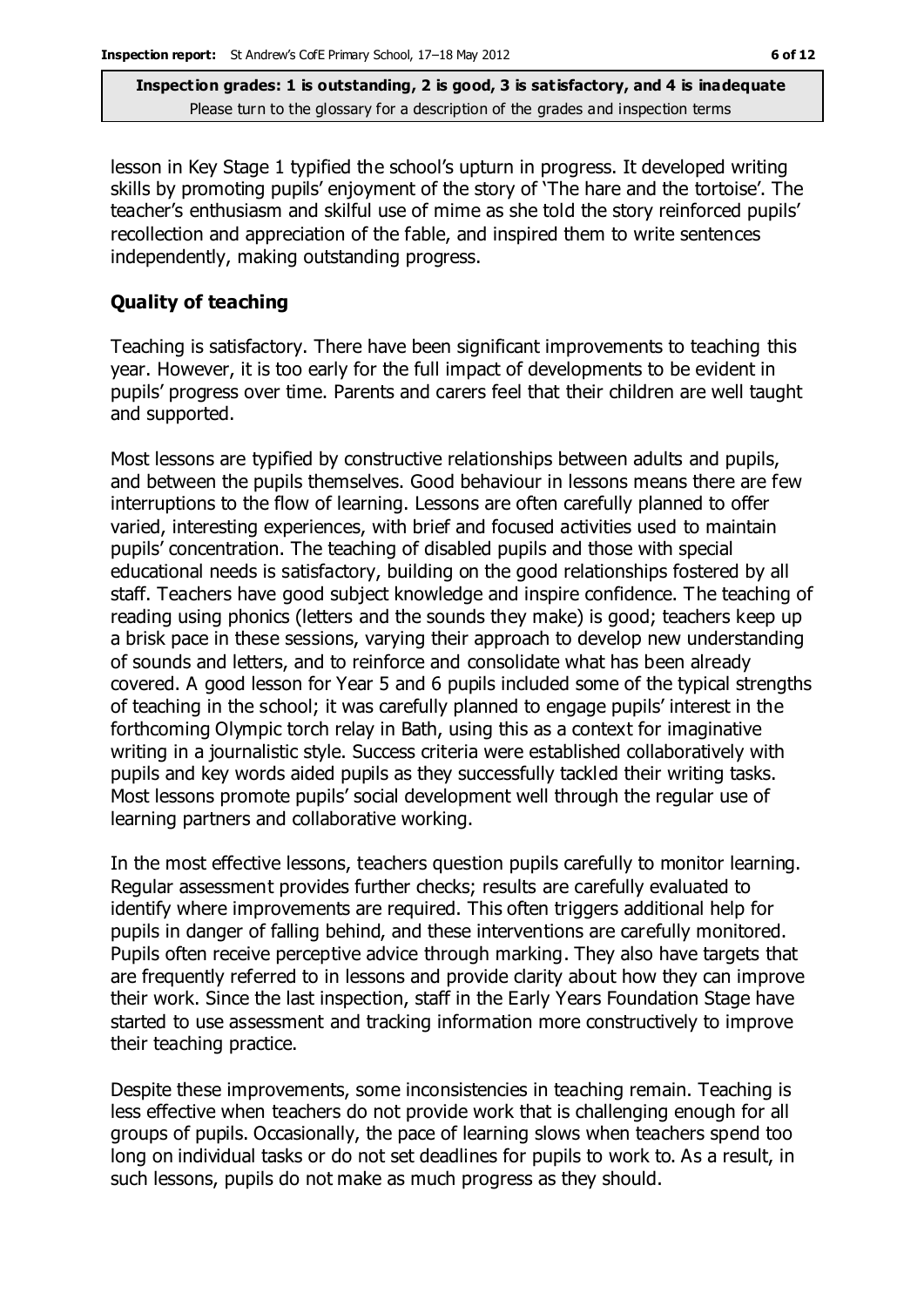lesson in Key Stage 1 typified the school's upturn in progress. It developed writing skills by promoting pupils' enjoyment of the story of 'The hare and the tortoise'. The teacher's enthusiasm and skilful use of mime as she told the story reinforced pupils' recollection and appreciation of the fable, and inspired them to write sentences independently, making outstanding progress.

### Quality of teaching

Teaching is satisfactory. There have been significant improvements to teaching this year. However, it is too early for the full impact of developments to be evident in pupils' progress over time. Parents and carers feel that their children are well taught and supported.

Most lessons are typified by constructive relationships between adults and pupils, and between the pupils themselves. Good behaviour in lessons means there are few interruptions to the flow of learning. Lessons are often carefully planned to offer varied, interesting experiences, with brief and focused activities used to maintain pupils' concentration. The teaching of disabled pupils and those with special educational needs is satisfactory, building on the good relationships fostered by all staff. Teachers have good subject knowledge and inspire confidence. The teaching of reading using phonics (letters and the sounds they make) is good; teachers keep up a brisk pace in these sessions, varying their approach to develop new understanding of sounds and letters, and to reinforce and consolidate what has been already covered. A good lesson for Year 5 and 6 pupils included some of the typical strengths of teaching in the school; it was carefully planned to engage pupils' interest in the forthcoming Olympic torch relay in Bath, using this as a context for imaginative writing in a journalistic style. Success criteria were established collaboratively with pupils and key words aided pupils as they successfully tackled their writing tasks. Most lessons promote pupils' social development well through the regular use of learning partners and collaborative working.

In the most effective lessons, teachers question pupils carefully to monitor learning. Regular assessment provides further checks; results are carefully evaluated to identify where improvements are required. This often triggers additional help for pupils in danger of falling behind, and these interventions are carefully monitored. Pupils often receive perceptive advice through marking. They also have targets that are frequently referred to in lessons and provide clarity about how they can improve their work. Since the last inspection, staff in the Early Years Foundation Stage have started to use assessment and tracking information more constructively to improve their teaching practice.

Despite these improvements, some inconsistencies in teaching remain. Teaching is less effective when teachers do not provide work that is challenging enough for all groups of pupils. Occasionally, the pace of learning slows when teachers spend too long on individual tasks or do not set deadlines for pupils to work to. As a result, in such lessons, pupils do not make as much progress as they should.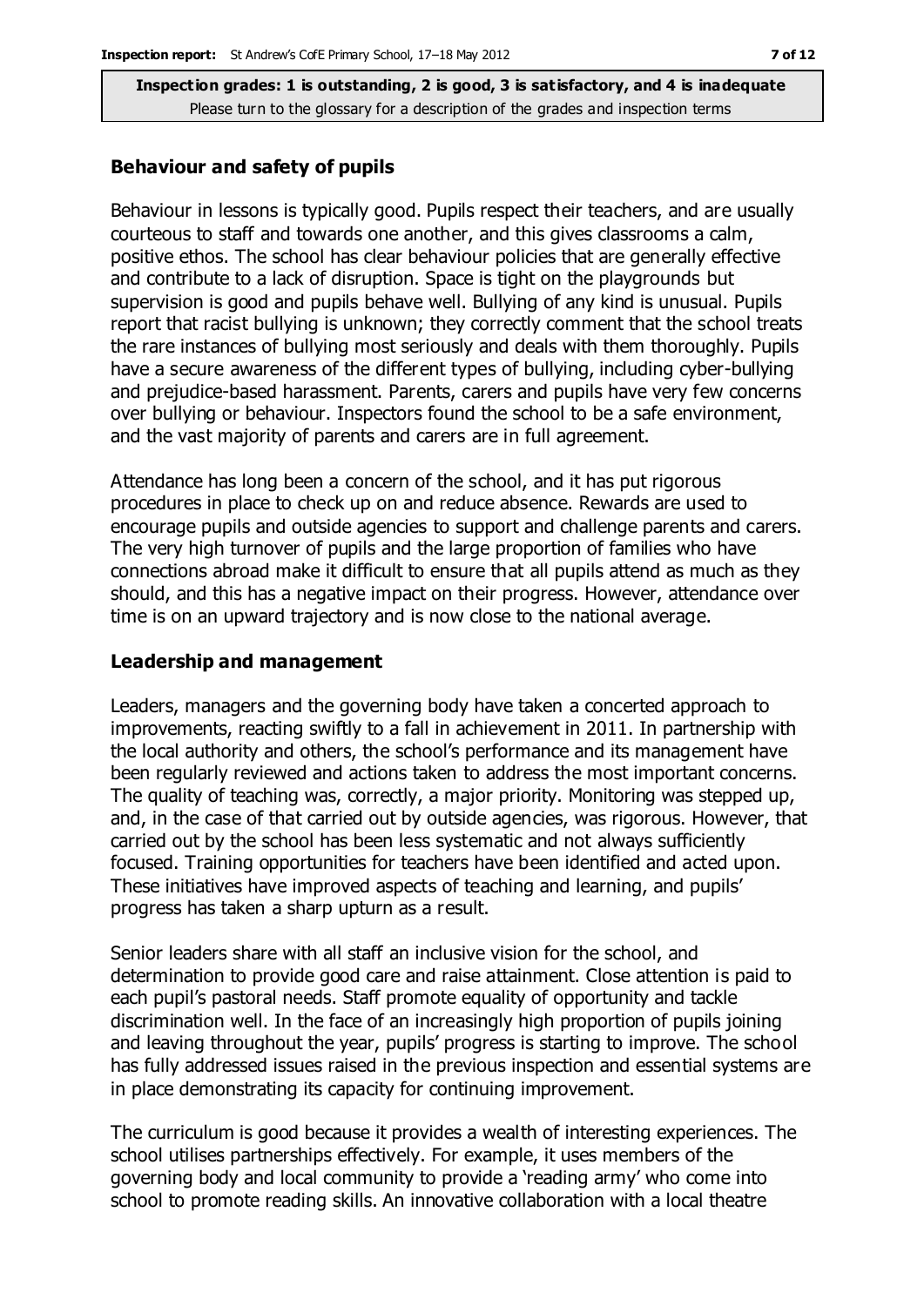**Inspection grades: 1 is outstanding, 2 is good, 3 is satisfactory, and 4 is inadequate**
Please turn to the glossary for a description of the grades and inspection terms

### Behaviour and safety of pupils

Behaviour in lessons is typically good. Pupils respect their teachers, and are usually courteous to staff and towards one another, and this gives classrooms a calm, positive ethos. The school has clear behaviour policies that are generally effective and contribute to a lack of disruption. Space is tight on the playgrounds but supervision is good and pupils behave well. Bullying of any kind is unusual. Pupils report that racist bullying is unknown; they correctly comment that the school treats the rare instances of bullying most seriously and deals with them thoroughly. Pupils have a secure awareness of the different types of bullying, including cyber-bullying and prejudice-based harassment. Parents, carers and pupils have very few concerns over bullying or behaviour. Inspectors found the school to be a safe environment, and the vast majority of parents and carers are in full agreement.

Attendance has long been a concern of the school, and it has put rigorous procedures in place to check up on and reduce absence. Rewards are used to encourage pupils and outside agencies to support and challenge parents and carers. The very high turnover of pupils and the large proportion of families who have connections abroad make it difficult to ensure that all pupils attend as much as they should, and this has a negative impact on their progress. However, attendance over time is on an upward trajectory and is now close to the national average.

### Leadership and management

Leaders, managers and the governing body have taken a concerted approach to improvements, reacting swiftly to a fall in achievement in 2011. In partnership with the local authority and others, the school's performance and its management have been regularly reviewed and actions taken to address the most important concerns. The quality of teaching was, correctly, a major priority. Monitoring was stepped up, and, in the case of that carried out by outside agencies, was rigorous. However, that carried out by the school has been less systematic and not always sufficiently focused. Training opportunities for teachers have been identified and acted upon. These initiatives have improved aspects of teaching and learning, and pupils' progress has taken a sharp upturn as a result.

Senior leaders share with all staff an inclusive vision for the school, and determination to provide good care and raise attainment. Close attention is paid to each pupil's pastoral needs. Staff promote equality of opportunity and tackle discrimination well. In the face of an increasingly high proportion of pupils joining and leaving throughout the year, pupils' progress is starting to improve. The school has fully addressed issues raised in the previous inspection and essential systems are in place demonstrating its capacity for continuing improvement.

The curriculum is good because it provides a wealth of interesting experiences. The school utilises partnerships effectively. For example, it uses members of the governing body and local community to provide a 'reading army' who come into school to promote reading skills. An innovative collaboration with a local theatre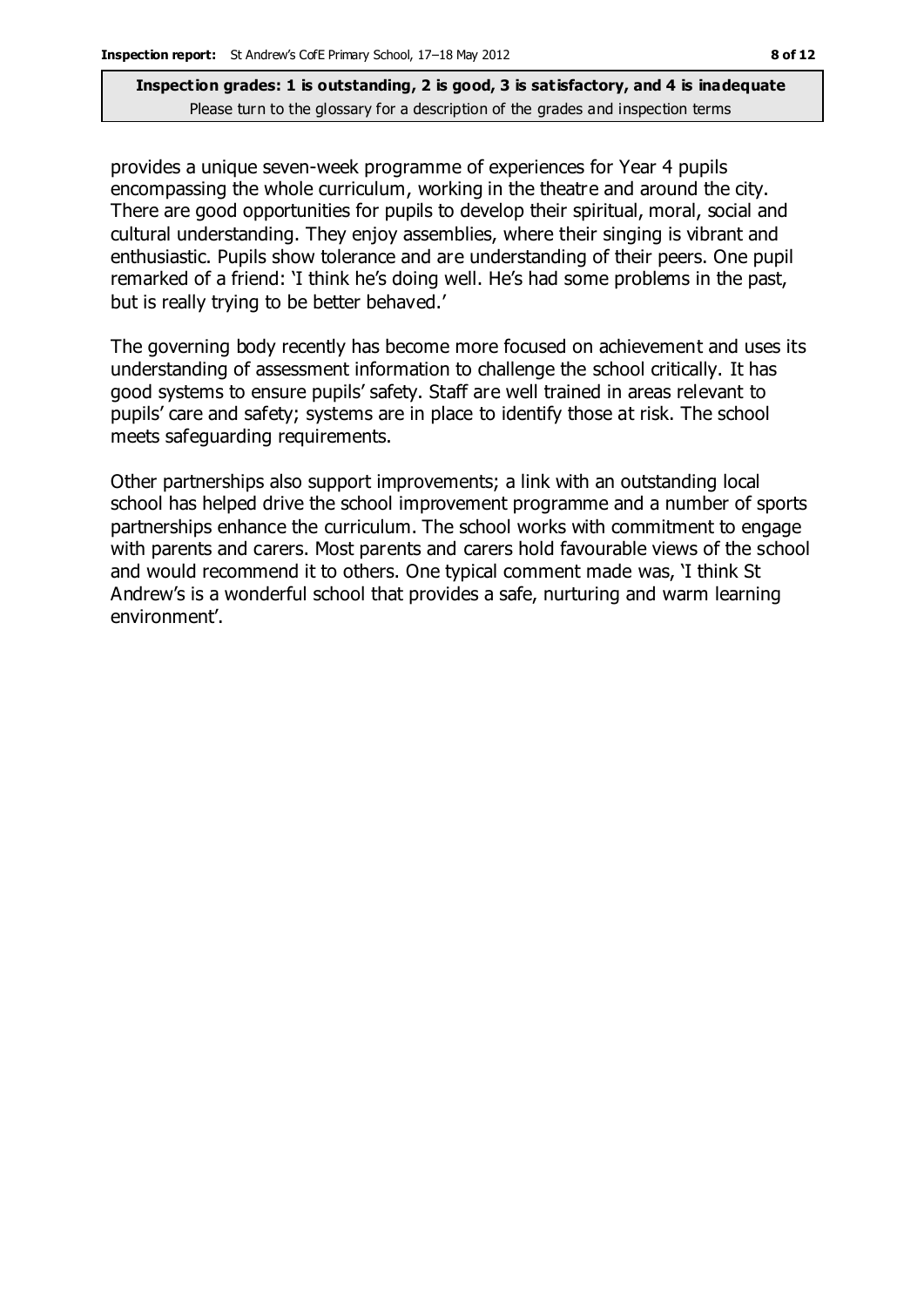provides a unique seven-week programme of experiences for Year 4 pupils encompassing the whole curriculum, working in the theatre and around the city. There are good opportunities for pupils to develop their spiritual, moral, social and cultural understanding. They enjoy assemblies, where their singing is vibrant and enthusiastic. Pupils show tolerance and are understanding of their peers. One pupil remarked of a friend: 'I think he's doing well. He's had some problems in the past, but is really trying to be better behaved.'

The governing body recently has become more focused on achievement and uses its understanding of assessment information to challenge the school critically. It has good systems to ensure pupils' safety. Staff are well trained in areas relevant to pupils' care and safety; systems are in place to identify those at risk. The school meets safeguarding requirements.

Other partnerships also support improvements; a link with an outstanding local school has helped drive the school improvement programme and a number of sports partnerships enhance the curriculum. The school works with commitment to engage with parents and carers. Most parents and carers hold favourable views of the school and would recommend it to others. One typical comment made was, 'I think St Andrew's is a wonderful school that provides a safe, nurturing and warm learning environment'.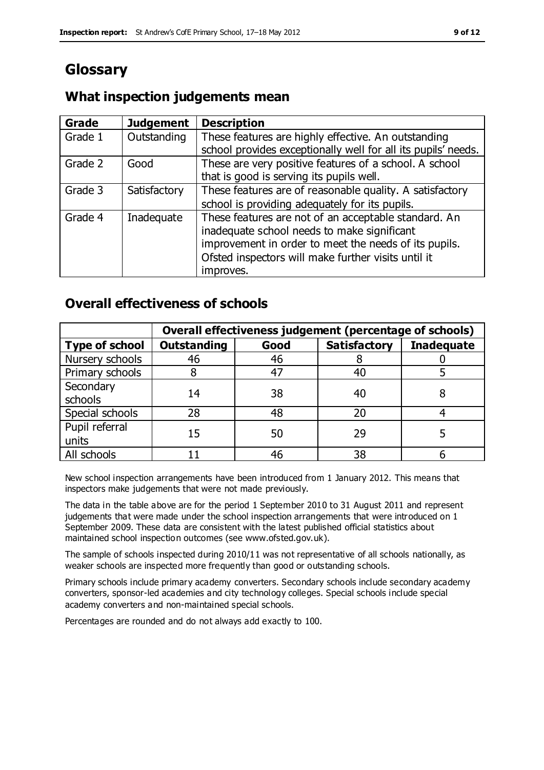# Glossary

## What inspection judgements mean

| Grade | Judgement | Description |
|---|---|---|
| Grade 1 | Outstanding | These features are highly effective. An outstanding school provides exceptionally well for all its pupils' needs. |
| Grade 2 | Good | These are very positive features of a school. A school that is good is serving its pupils well. |
| Grade 3 | Satisfactory | These features are of reasonable quality. A satisfactory school is providing adequately for its pupils. |
| Grade 4 | Inadequate | These features are not of an acceptable standard. An inadequate school needs to make significant improvement in order to meet the needs of its pupils. Ofsted inspectors will make further visits until it improves. |

## Overall effectiveness of schools

| | Overall effectiveness judgement (percentage of schools) | | | |
|---|---|---|---|---|
| **Type of school** | **Outstanding** | **Good** | **Satisfactory** | **Inadequate** |
| Nursery schools | 46 | 46 | 8 | 0 |
| Primary schools | 8 | 47 | 40 | 5 |
| Secondary schools | 14 | 38 | 40 | 8 |
| Special schools | 28 | 48 | 20 | 4 |
| Pupil referral units | 15 | 50 | 29 | 5 |
| All schools | 11 | 46 | 38 | 6 |

New school inspection arrangements have been introduced from 1 January 2012. This means that inspectors make judgements that were not made previously.

The data in the table above are for the period 1 September 2010 to 31 August 2011 and represent judgements that were made under the school inspection arrangements that were introduced on 1 September 2009. These data are consistent with the latest published official statistics about maintained school inspection outcomes (see www.ofsted.gov.uk).

The sample of schools inspected during 2010/11 was not representative of all schools nationally, as weaker schools are inspected more frequently than good or outstanding schools.

Primary schools include primary academy converters. Secondary schools include secondary academy converters, sponsor-led academies and city technology colleges. Special schools include special academy converters and non-maintained special schools.

Percentages are rounded and do not always add exactly to 100.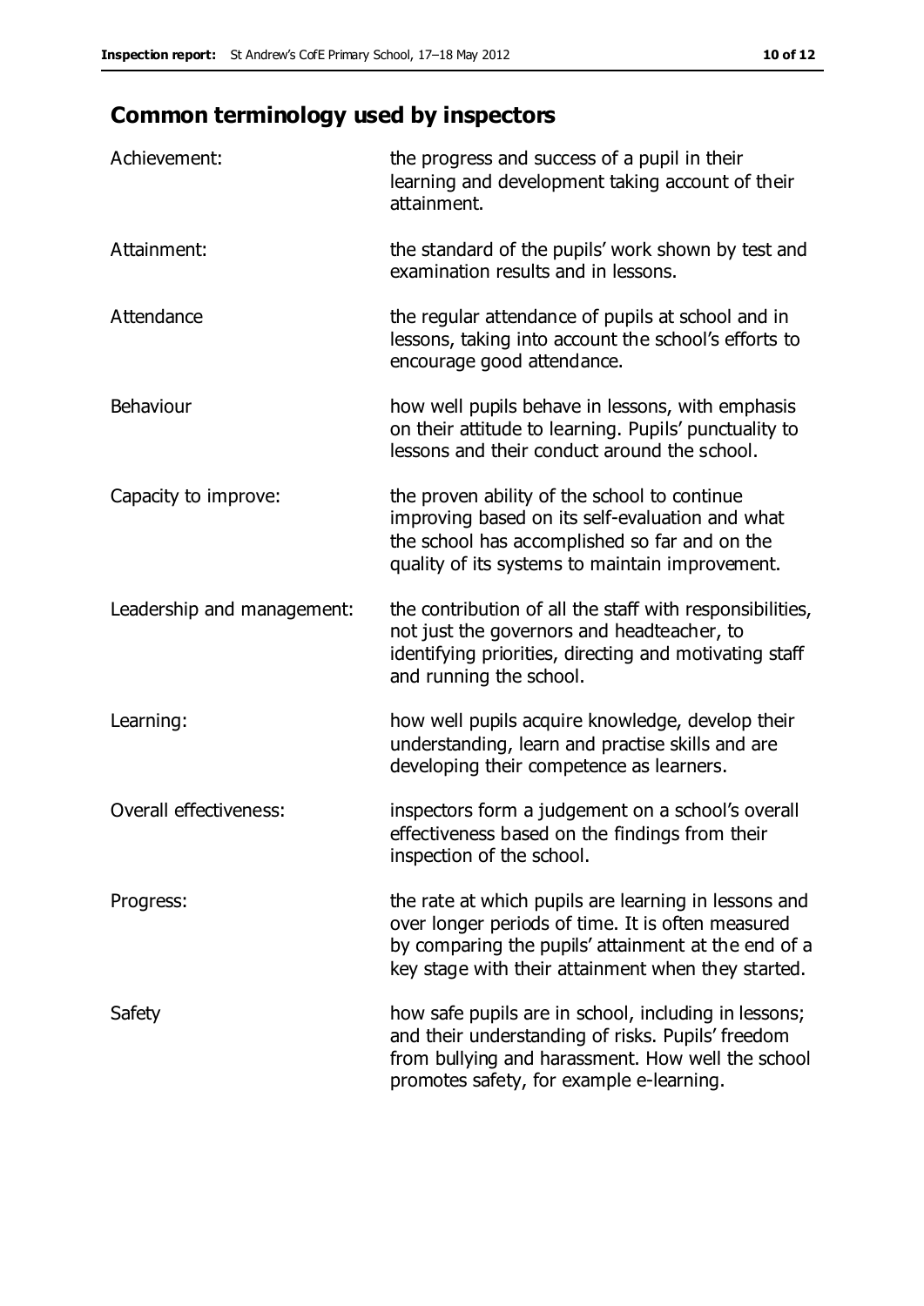## Common terminology used by inspectors

| | |
|---|---|
| Achievement: | the progress and success of a pupil in their learning and development taking account of their attainment. |
| Attainment: | the standard of the pupils' work shown by test and examination results and in lessons. |
| Attendance | the regular attendance of pupils at school and in lessons, taking into account the school's efforts to encourage good attendance. |
| Behaviour | how well pupils behave in lessons, with emphasis on their attitude to learning. Pupils' punctuality to lessons and their conduct around the school. |
| Capacity to improve: | the proven ability of the school to continue improving based on its self-evaluation and what the school has accomplished so far and on the quality of its systems to maintain improvement. |
| Leadership and management: | the contribution of all the staff with responsibilities, not just the governors and headteacher, to identifying priorities, directing and motivating staff and running the school. |
| Learning: | how well pupils acquire knowledge, develop their understanding, learn and practise skills and are developing their competence as learners. |
| Overall effectiveness: | inspectors form a judgement on a school's overall effectiveness based on the findings from their inspection of the school. |
| Progress: | the rate at which pupils are learning in lessons and over longer periods of time. It is often measured by comparing the pupils' attainment at the end of a key stage with their attainment when they started. |
| Safety | how safe pupils are in school, including in lessons; and their understanding of risks. Pupils' freedom from bullying and harassment. How well the school promotes safety, for example e-learning. |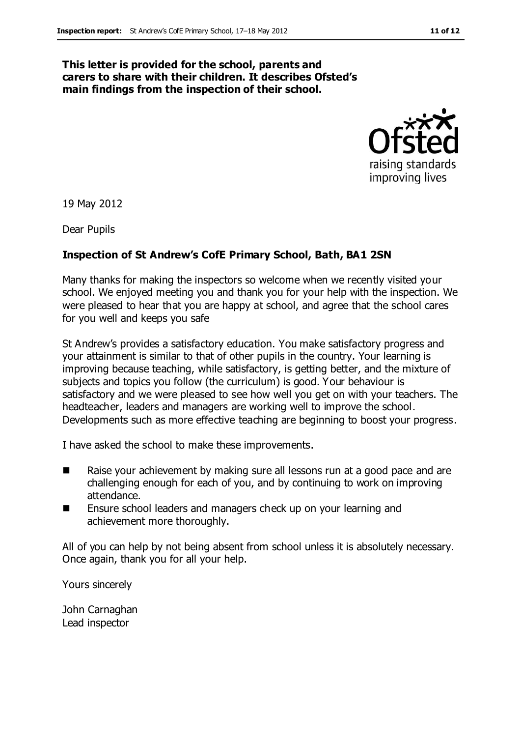**This letter is provided for the school, parents and carers to share with their children. It describes Ofsted's main findings from the inspection of their school.**

19 May 2012

Dear Pupils

**Inspection of St Andrew's CofE Primary School, Bath, BA1 2SN**

Many thanks for making the inspectors so welcome when we recently visited your school. We enjoyed meeting you and thank you for your help with the inspection. We were pleased to hear that you are happy at school, and agree that the school cares for you well and keeps you safe

St Andrew's provides a satisfactory education. You make satisfactory progress and your attainment is similar to that of other pupils in the country. Your learning is improving because teaching, while satisfactory, is getting better, and the mixture of subjects and topics you follow (the curriculum) is good. Your behaviour is satisfactory and we were pleased to see how well you get on with your teachers. The headteacher, leaders and managers are working well to improve the school. Developments such as more effective teaching are beginning to boost your progress.

I have asked the school to make these improvements.

- Raise your achievement by making sure all lessons run at a good pace and are challenging enough for each of you, and by continuing to work on improving attendance.
- Ensure school leaders and managers check up on your learning and achievement more thoroughly.

All of you can help by not being absent from school unless it is absolutely necessary. Once again, thank you for all your help.

Yours sincerely

John Carnaghan
Lead inspector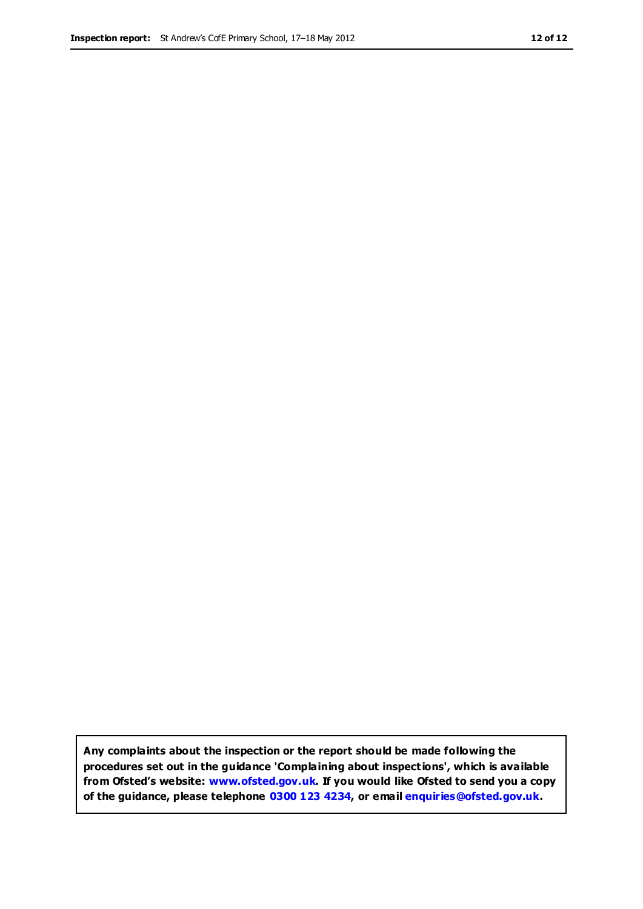**Any complaints about the inspection or the report should be made following the procedures set out in the guidance 'Complaining about inspections', which is available from Ofsted's website: www.ofsted.gov.uk. If you would like Ofsted to send you a copy of the guidance, please telephone 0300 123 4234, or email enquiries@ofsted.gov.uk.**